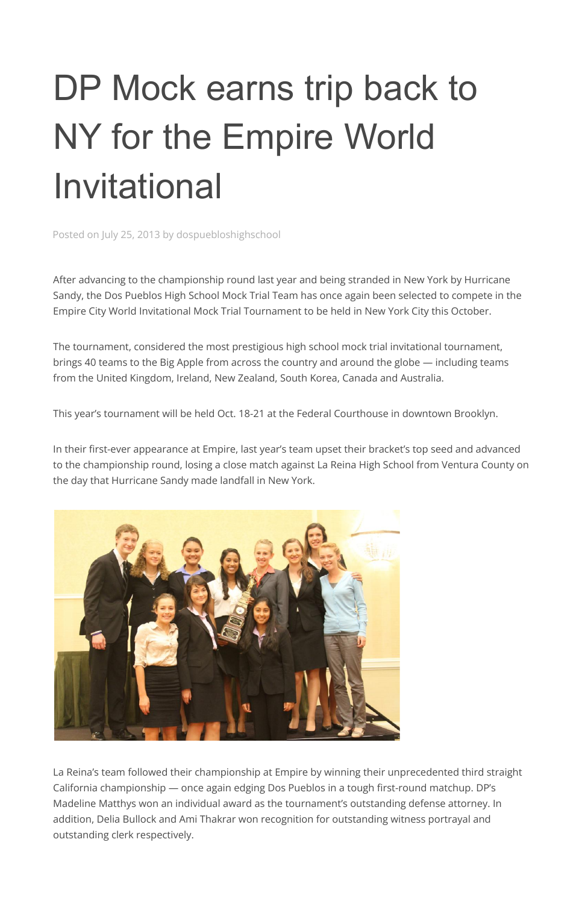# DP Mock earns trip back to NY for the Empire World Invitational

Posted on July 25, 2013 by dospuebloshighschool

After advancing to the championship round last year and being stranded in New York by Hurricane Sandy, the Dos Pueblos High School Mock Trial Team has once again been selected to compete in the Empire City World Invitational Mock Trial Tournament to be held in New York City this October.

The tournament, considered the most prestigious high school mock trial invitational tournament, brings 40 teams to the Big Apple from across the country and around the globe — including teams from the United Kingdom, Ireland, New Zealand, South Korea, Canada and Australia.

This year's tournament will be held Oct. 18-21 at the Federal Courthouse in downtown Brooklyn.

In their first-ever appearance at Empire, last year's team upset their bracket's top seed and advanced to the championship round, losing a close match against La Reina High School from Ventura County on the day that Hurricane Sandy made landfall in New York.

La Reina's team followed their championship at Empire by winning their unprecedented third straight California championship — once again edging Dos Pueblos in a tough first-round matchup. DP's Madeline Matthys won an individual award as the tournament's outstanding defense attorney. In addition, Delia Bullock and Ami Thakrar won recognition for outstanding witness portrayal and outstanding clerk respectively.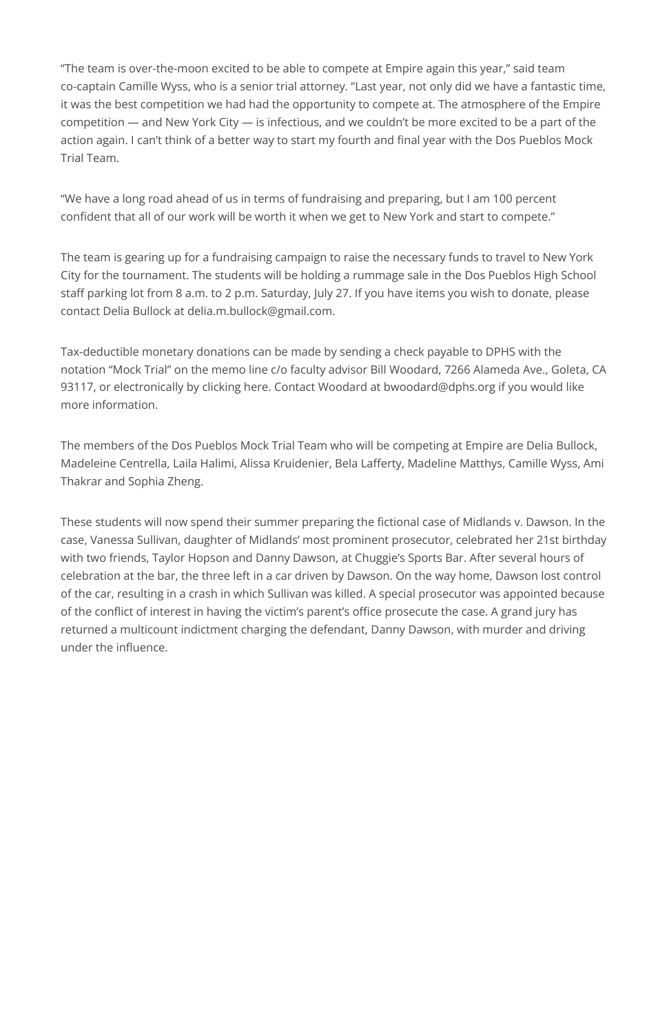"The team is over-the-moon excited to be able to compete at Empire again this year," said team co-captain Camille Wyss, who is a senior trial attorney. "Last year, not only did we have a fantastic time, it was the best competition we had had the opportunity to compete at. The atmosphere of the Empire competition — and New York City — is infectious, and we couldn't be more excited to be a part of the action again. I can't think of a better way to start my fourth and final year with the Dos Pueblos Mock Trial Team.

"We have a long road ahead of us in terms of fundraising and preparing, but I am 100 percent confident that all of our work will be worth it when we get to New York and start to compete."

The team is gearing up for a fundraising campaign to raise the necessary funds to travel to New York City for the tournament. The students will be holding a rummage sale in the Dos Pueblos High School staff parking lot from 8 a.m. to 2 p.m. Saturday, July 27. If you have items you wish to donate, please contact Delia Bullock at delia.m.bullock@gmail.com.

Tax-deductible monetary donations can be made by sending a check payable to DPHS with the notation "Mock Trial" on the memo line c/o faculty advisor Bill Woodard, 7266 Alameda Ave., Goleta, CA 93117, or electronically by clicking here. Contact Woodard at bwoodard@dphs.org if you would like more information.

The members of the Dos Pueblos Mock Trial Team who will be competing at Empire are Delia Bullock, Madeleine Centrella, Laila Halimi, Alissa Kruidenier, Bela Lafferty, Madeline Matthys, Camille Wyss, Ami Thakrar and Sophia Zheng.

These students will now spend their summer preparing the fictional case of Midlands v. Dawson. In the case, Vanessa Sullivan, daughter of Midlands' most prominent prosecutor, celebrated her 21st birthday with two friends, Taylor Hopson and Danny Dawson, at Chuggie's Sports Bar. After several hours of celebration at the bar, the three left in a car driven by Dawson. On the way home, Dawson lost control of the car, resulting in a crash in which Sullivan was killed. A special prosecutor was appointed because of the conflict of interest in having the victim's parent's office prosecute the case. A grand jury has returned a multicount indictment charging the defendant, Danny Dawson, with murder and driving under the influence.